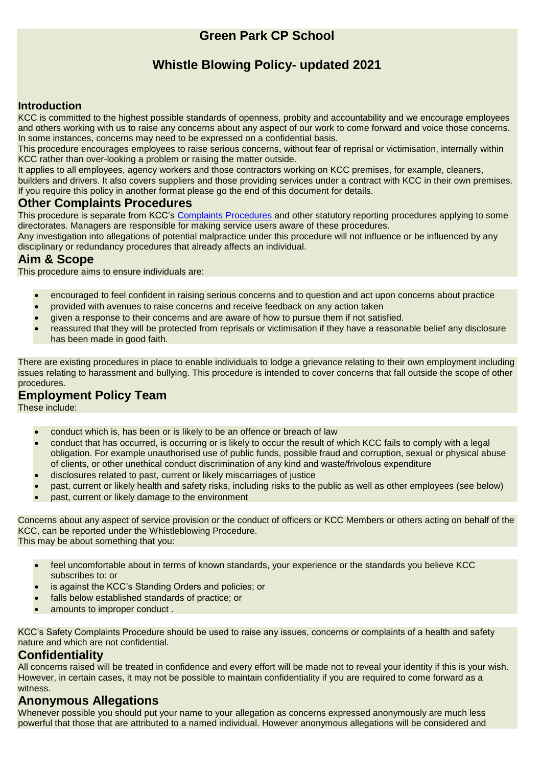# Green Park CP School

## Whistle Blowing Policy- updated 2021

### Introduction

KCC is committed to the highest possible standards of openness, probity and accountability and we encourage employees and others working with us to raise any concerns about any aspect of our work to come forward and voice those concerns. In some instances, concerns may need to be expressed on a confidential basis.

This procedure encourages employees to raise serious concerns, without fear of reprisal or victimisation, internally within KCC rather than over-looking a problem or raising the matter outside.

It applies to all employees, agency workers and those contractors working on KCC premises, for example, cleaners, builders and drivers. It also covers suppliers and those providing services under a contract with KCC in their own premises.

If you require this policy in another format please go the end of this document for details.

## Other Complaints Procedures

This procedure is separate from KCC's [Complaints Procedures] and other statutory reporting procedures applying to some directorates. Managers are responsible for making service users aware of these procedures.

Any investigation into allegations of potential malpractice under this procedure will not influence or be influenced by any disciplinary or redundancy procedures that already affects an individual.

## Aim & Scope

This procedure aims to ensure individuals are:

- encouraged to feel confident in raising serious concerns and to question and act upon concerns about practice
- provided with avenues to raise concerns and receive feedback on any action taken
- given a response to their concerns and are aware of how to pursue them if not satisfied.
- reassured that they will be protected from reprisals or victimisation if they have a reasonable belief any disclosure has been made in good faith.

There are existing procedures in place to enable individuals to lodge a grievance relating to their own employment including issues relating to harassment and bullying. This procedure is intended to cover concerns that fall outside the scope of other procedures.

## Employment Policy Team

These include:

- conduct which is, has been or is likely to be an offence or breach of law
- conduct that has occurred, is occurring or is likely to occur the result of which KCC fails to comply with a legal obligation. For example unauthorised use of public funds, possible fraud and corruption, sexual or physical abuse of clients, or other unethical conduct discrimination of any kind and waste/frivolous expenditure
- disclosures related to past, current or likely miscarriages of justice
- past, current or likely health and safety risks, including risks to the public as well as other employees (see below)
- past, current or likely damage to the environment

Concerns about any aspect of service provision or the conduct of officers or KCC Members or others acting on behalf of the KCC, can be reported under the Whistleblowing Procedure.

This may be about something that you:

- feel uncomfortable about in terms of known standards, your experience or the standards you believe KCC subscribes to: or
- is against the KCC's Standing Orders and policies; or
- falls below established standards of practice; or
- amounts to improper conduct .

KCC's Safety Complaints Procedure should be used to raise any issues, concerns or complaints of a health and safety nature and which are not confidential.

## Confidentiality

All concerns raised will be treated in confidence and every effort will be made not to reveal your identity if this is your wish. However, in certain cases, it may not be possible to maintain confidentiality if you are required to come forward as a witness.

## Anonymous Allegations

Whenever possible you should put your name to your allegation as concerns expressed anonymously are much less powerful that those that are attributed to a named individual. However anonymous allegations will be considered and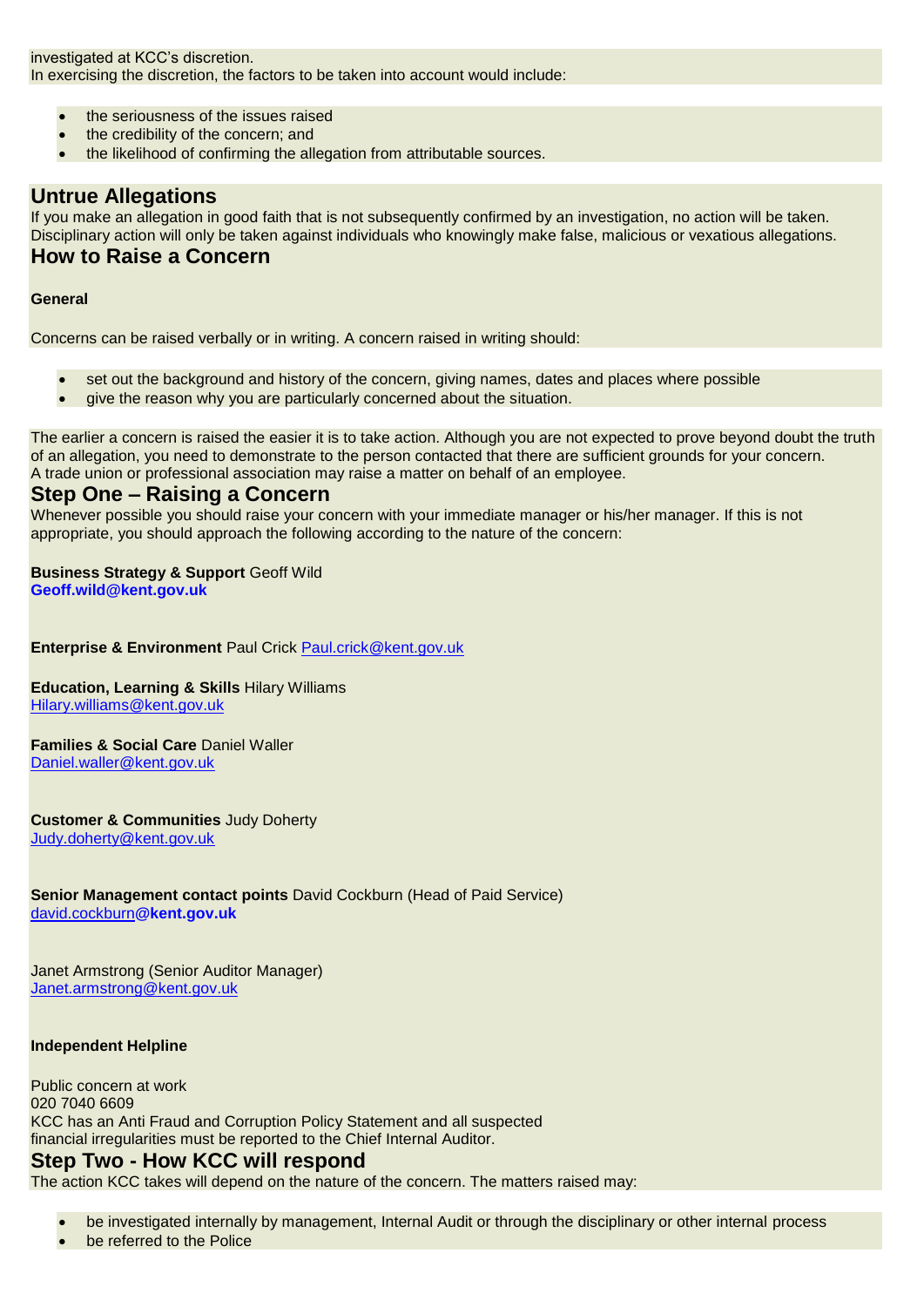investigated at KCC's discretion.
In exercising the discretion, the factors to be taken into account would include:

- the seriousness of the issues raised
- the credibility of the concern; and
- the likelihood of confirming the allegation from attributable sources.

## Untrue Allegations

If you make an allegation in good faith that is not subsequently confirmed by an investigation, no action will be taken. Disciplinary action will only be taken against individuals who knowingly make false, malicious or vexatious allegations.

## How to Raise a Concern

**General**

Concerns can be raised verbally or in writing. A concern raised in writing should:

- set out the background and history of the concern, giving names, dates and places where possible
- give the reason why you are particularly concerned about the situation.

The earlier a concern is raised the easier it is to take action. Although you are not expected to prove beyond doubt the truth of an allegation, you need to demonstrate to the person contacted that there are sufficient grounds for your concern.
A trade union or professional association may raise a matter on behalf of an employee.

## Step One – Raising a Concern

Whenever possible you should raise your concern with your immediate manager or his/her manager. If this is not appropriate, you should approach the following according to the nature of the concern:

**Business Strategy & Support** Geoff Wild
**Geoff.wild@kent.gov.uk**

**Enterprise & Environment** Paul Crick Paul.crick@kent.gov.uk

**Education, Learning & Skills** Hilary Williams
Hilary.williams@kent.gov.uk

**Families & Social Care** Daniel Waller
Daniel.waller@kent.gov.uk

**Customer & Communities** Judy Doherty
Judy.doherty@kent.gov.uk

**Senior Management contact points** David Cockburn (Head of Paid Service)
david.cockburn**@kent.gov.uk**

Janet Armstrong (Senior Auditor Manager)
Janet.armstrong@kent.gov.uk

**Independent Helpline**

Public concern at work
020 7040 6609
KCC has an Anti Fraud and Corruption Policy Statement and all suspected financial irregularities must be reported to the Chief Internal Auditor.

## Step Two - How KCC will respond

The action KCC takes will depend on the nature of the concern. The matters raised may:

- be investigated internally by management, Internal Audit or through the disciplinary or other internal process
- be referred to the Police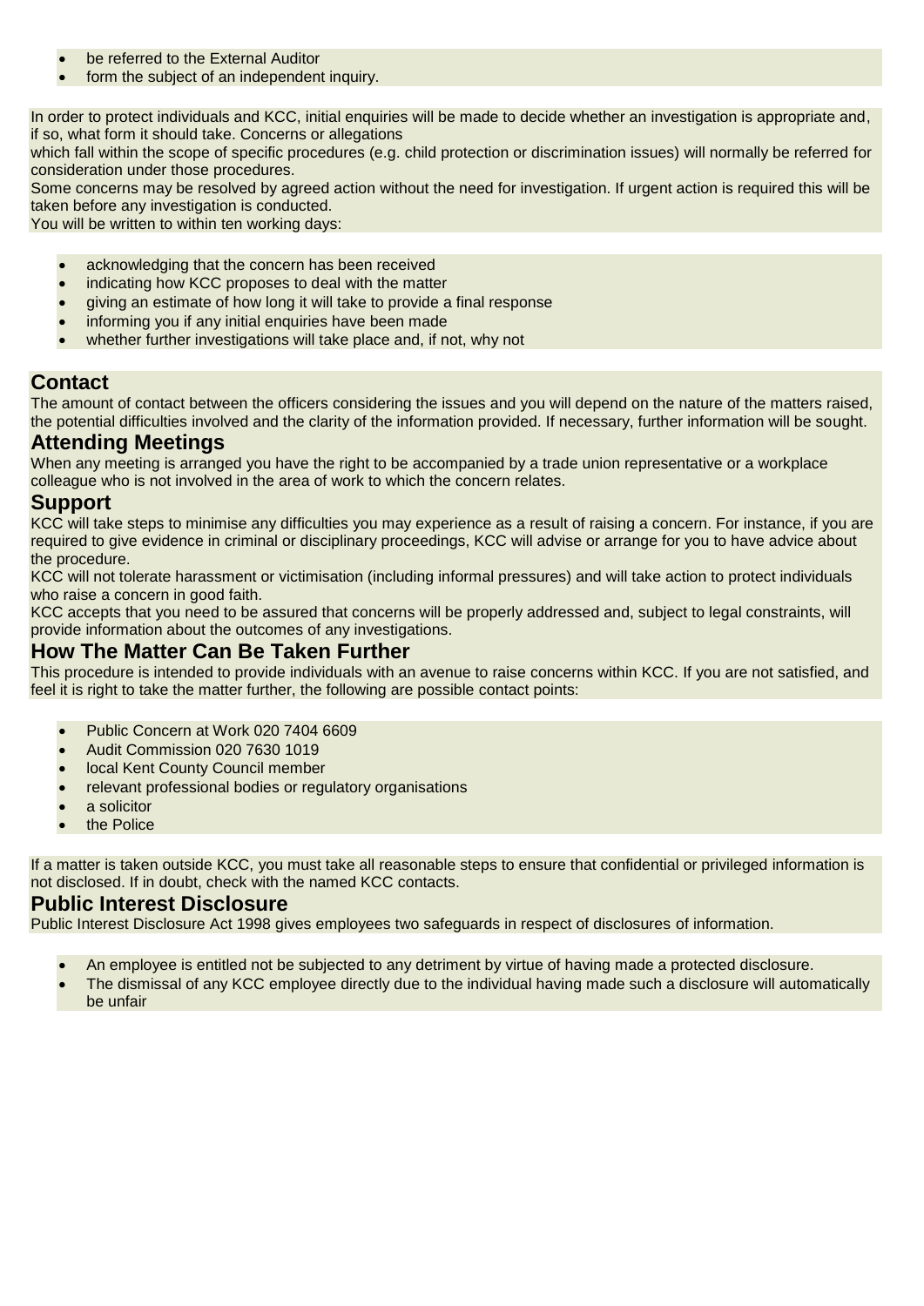- be referred to the External Auditor
- form the subject of an independent inquiry.

In order to protect individuals and KCC, initial enquiries will be made to decide whether an investigation is appropriate and, if so, what form it should take. Concerns or allegations which fall within the scope of specific procedures (e.g. child protection or discrimination issues) will normally be referred for consideration under those procedures.

Some concerns may be resolved by agreed action without the need for investigation. If urgent action is required this will be taken before any investigation is conducted.

You will be written to within ten working days:

- acknowledging that the concern has been received
- indicating how KCC proposes to deal with the matter
- giving an estimate of how long it will take to provide a final response
- informing you if any initial enquiries have been made
- whether further investigations will take place and, if not, why not

## Contact

The amount of contact between the officers considering the issues and you will depend on the nature of the matters raised, the potential difficulties involved and the clarity of the information provided. If necessary, further information will be sought.

## Attending Meetings

When any meeting is arranged you have the right to be accompanied by a trade union representative or a workplace colleague who is not involved in the area of work to which the concern relates.

## Support

KCC will take steps to minimise any difficulties you may experience as a result of raising a concern. For instance, if you are required to give evidence in criminal or disciplinary proceedings, KCC will advise or arrange for you to have advice about the procedure.

KCC will not tolerate harassment or victimisation (including informal pressures) and will take action to protect individuals who raise a concern in good faith.

KCC accepts that you need to be assured that concerns will be properly addressed and, subject to legal constraints, will provide information about the outcomes of any investigations.

## How The Matter Can Be Taken Further

This procedure is intended to provide individuals with an avenue to raise concerns within KCC. If you are not satisfied, and feel it is right to take the matter further, the following are possible contact points:

- Public Concern at Work 020 7404 6609
- Audit Commission 020 7630 1019
- local Kent County Council member
- relevant professional bodies or regulatory organisations
- a solicitor
- the Police

If a matter is taken outside KCC, you must take all reasonable steps to ensure that confidential or privileged information is not disclosed. If in doubt, check with the named KCC contacts.

## Public Interest Disclosure

Public Interest Disclosure Act 1998 gives employees two safeguards in respect of disclosures of information.

- An employee is entitled not be subjected to any detriment by virtue of having made a protected disclosure.
- The dismissal of any KCC employee directly due to the individual having made such a disclosure will automatically be unfair